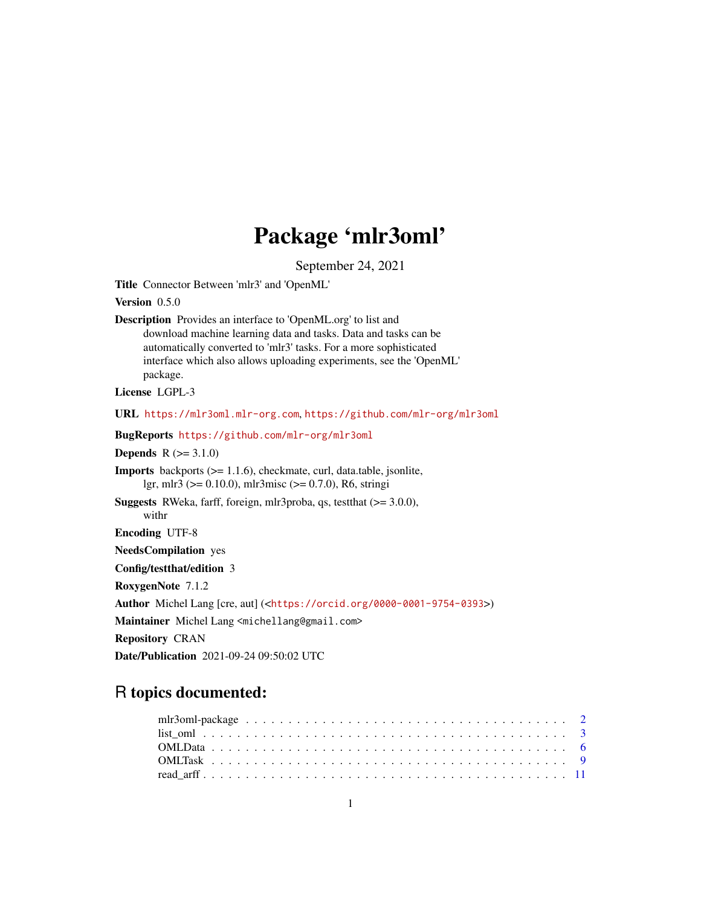# Package 'mlr3oml'

September 24, 2021

**Title** Connector Between 'mlr3' and 'OpenML'

**Version** 0.5.0

**Description** Provides an interface to 'OpenML.org' to list and download machine learning data and tasks. Data and tasks can be automatically converted to 'mlr3' tasks. For a more sophisticated interface which also allows uploading experiments, see the 'OpenML' package.

**License** LGPL-3

**URL** https://mlr3oml.mlr-org.com, https://github.com/mlr-org/mlr3oml

**BugReports** https://github.com/mlr-org/mlr3oml

**Depends** R (>= 3.1.0)

**Imports** backports (>= 1.1.6), checkmate, curl, data.table, jsonlite, lgr, mlr3 (>= 0.10.0), mlr3misc (>= 0.7.0), R6, stringi

**Suggests** RWeka, farff, foreign, mlr3proba, qs, testthat (>= 3.0.0), withr

**Encoding** UTF-8

**NeedsCompilation** yes

**Config/testthat/edition** 3

**RoxygenNote** 7.1.2

**Author** Michel Lang [cre, aut] (<https://orcid.org/0000-0001-9754-0393>)

**Maintainer** Michel Lang <michellang@gmail.com>

**Repository** CRAN

**Date/Publication** 2021-09-24 09:50:02 UTC

## R topics documented:

- mlr3oml-package . . . . . . . . . . 2
- list_oml . . . . . . . . . . 3
- OMLData . . . . . . . . . . 6
- OMLTask . . . . . . . . . . 9
- read_arff . . . . . . . . . . 11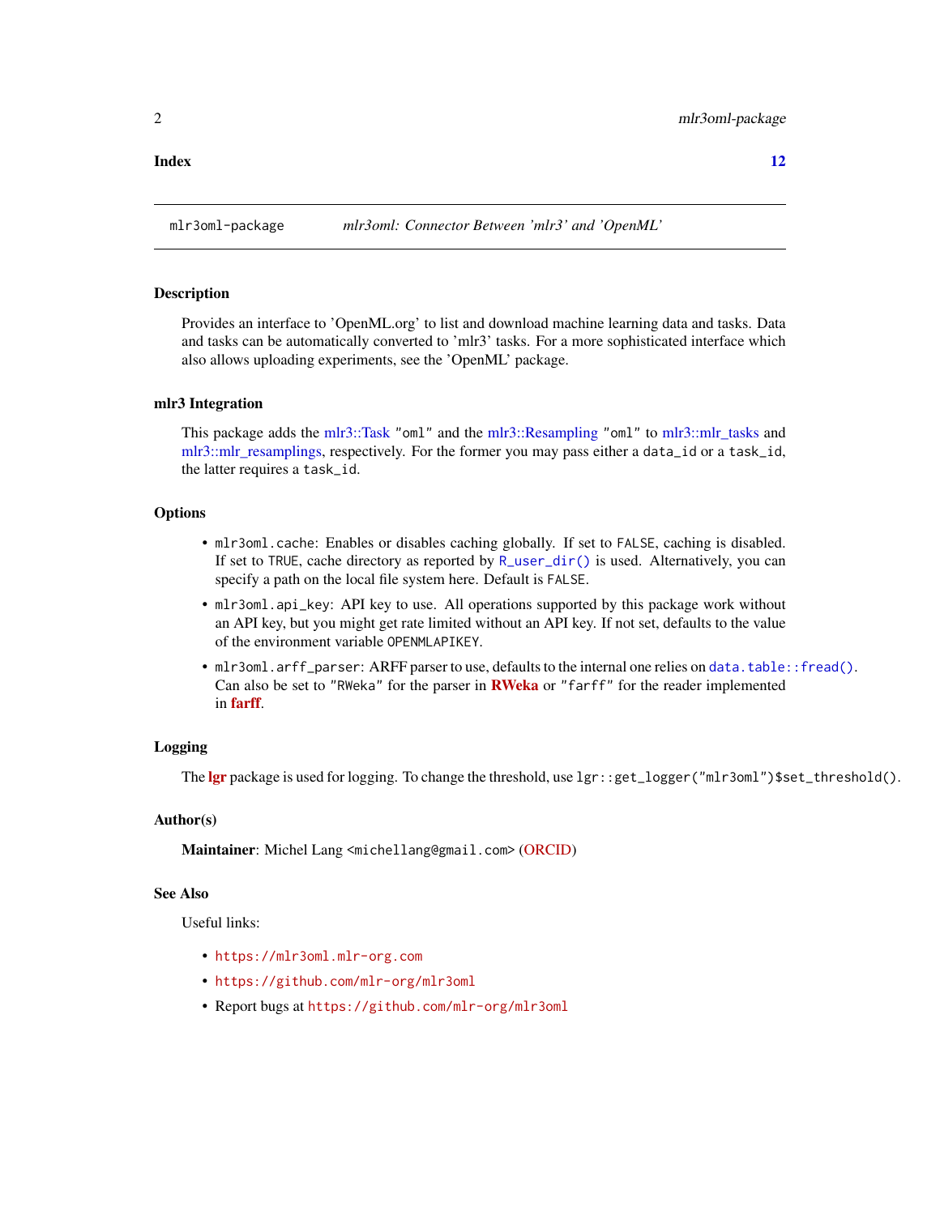**Index** **12**

---

mlr3oml-package *mlr3oml: Connector Between 'mlr3' and 'OpenML'*

---

### Description

Provides an interface to 'OpenML.org' to list and download machine learning data and tasks. Data and tasks can be automatically converted to 'mlr3' tasks. For a more sophisticated interface which also allows uploading experiments, see the 'OpenML' package.

### mlr3 Integration

This package adds the mlr3::Task `"oml"` and the mlr3::Resampling `"oml"` to mlr3::mlr_tasks and mlr3::mlr_resamplings, respectively. For the former you may pass either a `data_id` or a `task_id`, the latter requires a `task_id`.

### Options

- `mlr3oml.cache`: Enables or disables caching globally. If set to `FALSE`, caching is disabled. If set to `TRUE`, cache directory as reported by `R_user_dir()` is used. Alternatively, you can specify a path on the local file system here. Default is `FALSE`.
- `mlr3oml.api_key`: API key to use. All operations supported by this package work without an API key, but you might get rate limited without an API key. If not set, defaults to the value of the environment variable `OPENMLAPIKEY`.
- `mlr3oml.arff_parser`: ARFF parser to use, defaults to the internal one relies on `data.table::fread()`. Can also be set to `"RWeka"` for the parser in **RWeka** or `"farff"` for the reader implemented in **farff**.

### Logging

The **lgr** package is used for logging. To change the threshold, use `lgr::get_logger("mlr3oml")$set_threshold()`.

### Author(s)

**Maintainer**: Michel Lang <michellang@gmail.com> (ORCID)

### See Also

Useful links:

- https://mlr3oml.mlr-org.com
- https://github.com/mlr-org/mlr3oml
- Report bugs at https://github.com/mlr-org/mlr3oml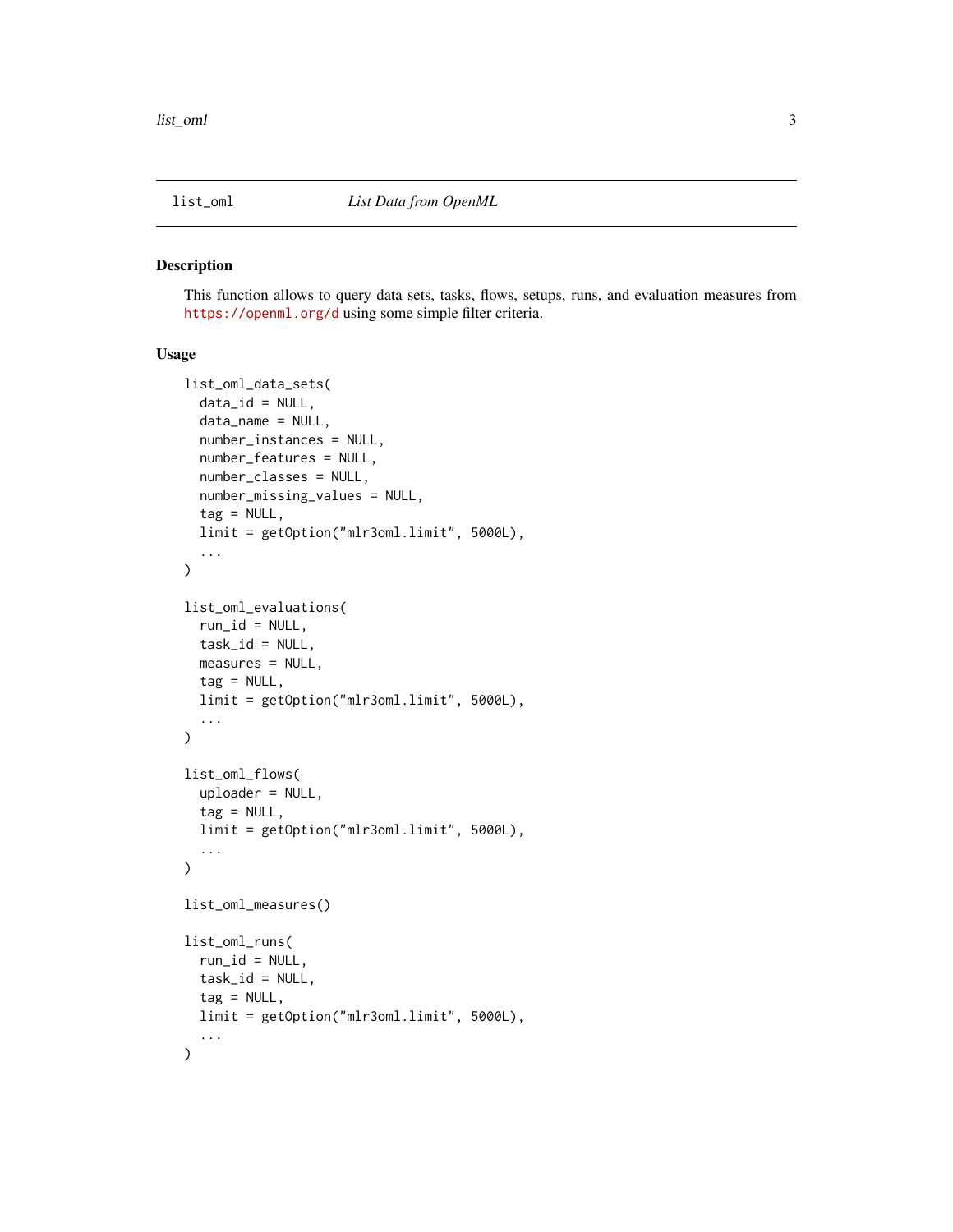`list_oml` *List Data from OpenML*

## Description

This function allows to query data sets, tasks, flows, setups, runs, and evaluation measures from https://openml.org/d using some simple filter criteria.

## Usage

```
list_oml_data_sets(
  data_id = NULL,
  data_name = NULL,
  number_instances = NULL,
  number_features = NULL,
  number_classes = NULL,
  number_missing_values = NULL,
  tag = NULL,
  limit = getOption("mlr3oml.limit", 5000L),
  ...
)

list_oml_evaluations(
  run_id = NULL,
  task_id = NULL,
  measures = NULL,
  tag = NULL,
  limit = getOption("mlr3oml.limit", 5000L),
  ...
)

list_oml_flows(
  uploader = NULL,
  tag = NULL,
  limit = getOption("mlr3oml.limit", 5000L),
  ...
)

list_oml_measures()

list_oml_runs(
  run_id = NULL,
  task_id = NULL,
  tag = NULL,
  limit = getOption("mlr3oml.limit", 5000L),
  ...
)
```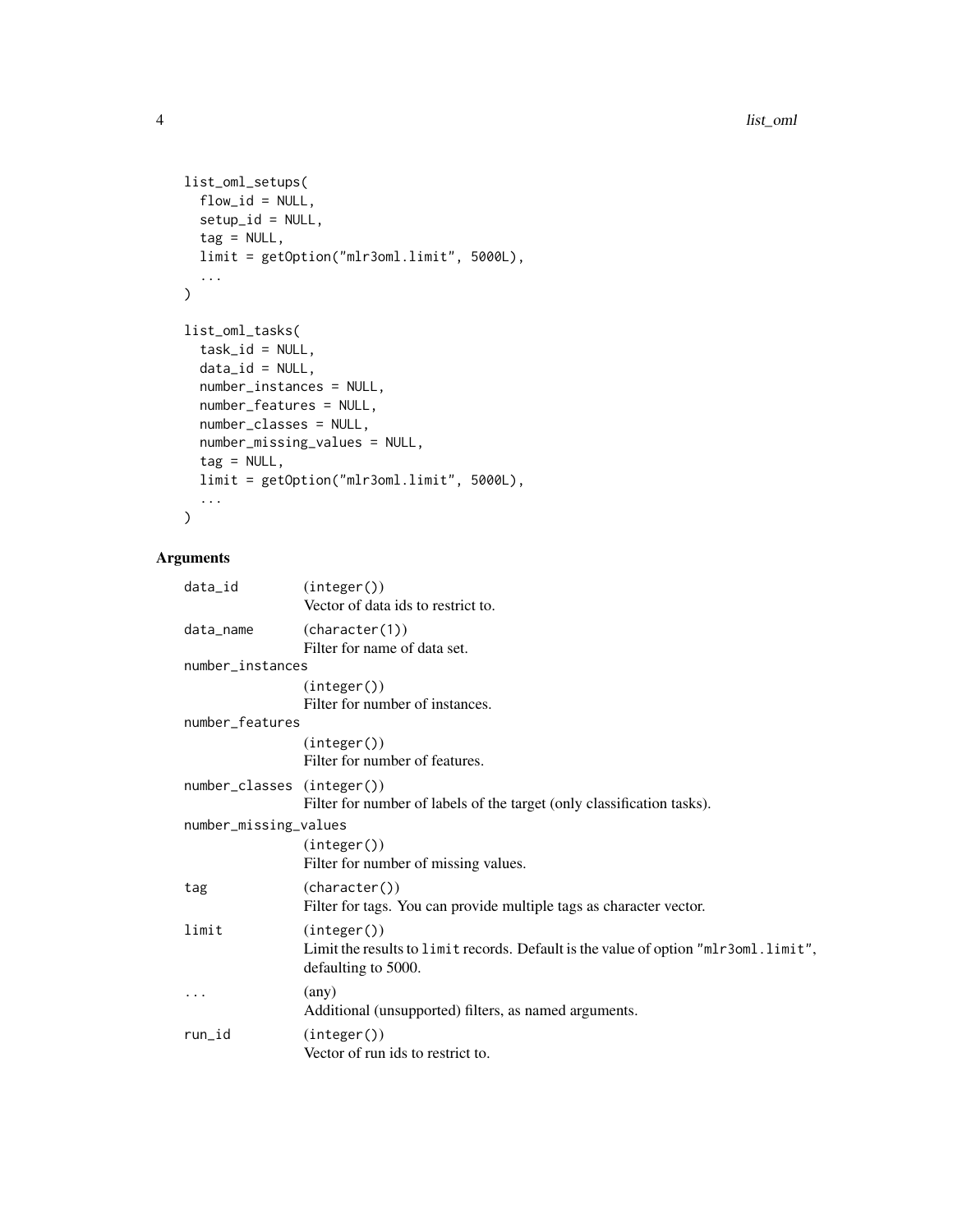```
list_oml_setups(
  flow_id = NULL,
  setup_id = NULL,
  tag = NULL,
  limit = getOption("mlr3oml.limit", 5000L),
  ...
)

list_oml_tasks(
  task_id = NULL,
  data_id = NULL,
  number_instances = NULL,
  number_features = NULL,
  number_classes = NULL,
  number_missing_values = NULL,
  tag = NULL,
  limit = getOption("mlr3oml.limit", 5000L),
  ...
)
```

## Arguments

| Argument | Description |
|---|---|
| `data_id` | (`integer()`) Vector of data ids to restrict to. |
| `data_name` | (`character(1)`) Filter for name of data set. |
| `number_instances` | (`integer()`) Filter for number of instances. |
| `number_features` | (`integer()`) Filter for number of features. |
| `number_classes` | (`integer()`) Filter for number of labels of the target (only classification tasks). |
| `number_missing_values` | (`integer()`) Filter for number of missing values. |
| `tag` | (`character()`) Filter for tags. You can provide multiple tags as character vector. |
| `limit` | (`integer()`) Limit the results to `limit` records. Default is the value of option `"mlr3oml.limit"`, defaulting to 5000. |
| `...` | (any) Additional (unsupported) filters, as named arguments. |
| `run_id` | (`integer()`) Vector of run ids to restrict to. |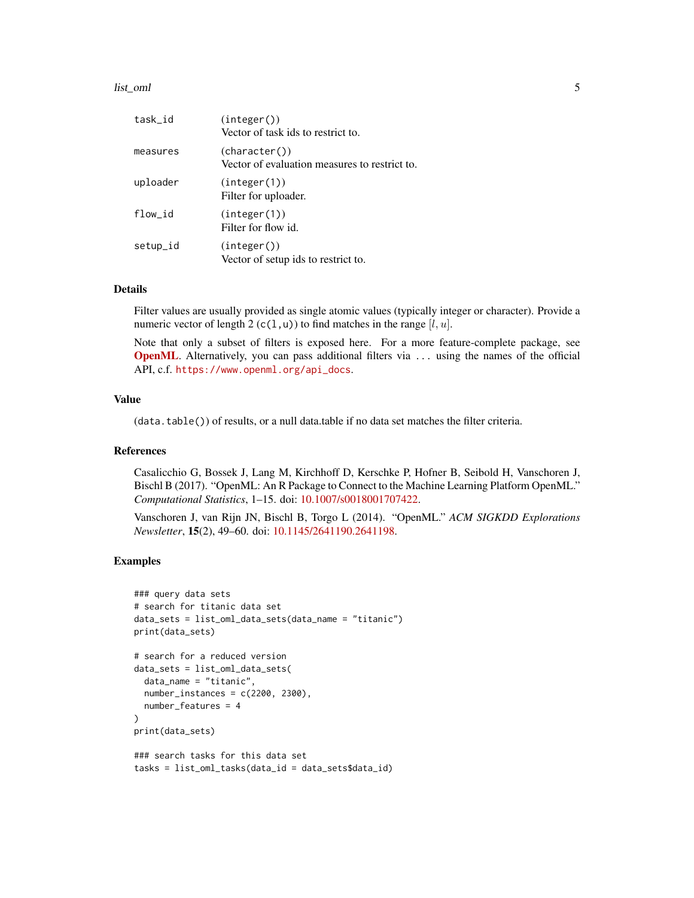| | |
|---|---|
| `task_id` | (`integer()`)<br>Vector of task ids to restrict to. |
| `measures` | (`character()`)<br>Vector of evaluation measures to restrict to. |
| `uploader` | (`integer(1)`)<br>Filter for uploader. |
| `flow_id` | (`integer(1)`)<br>Filter for flow id. |
| `setup_id` | (`integer()`)<br>Vector of setup ids to restrict to. |

## Details

Filter values are usually provided as single atomic values (typically integer or character). Provide a numeric vector of length 2 (`c(l,u)`) to find matches in the range $[l, u]$.

Note that only a subset of filters is exposed here. For a more feature-complete package, see **OpenML**. Alternatively, you can pass additional filters via `...` using the names of the official API, c.f. `https://www.openml.org/api_docs`.

## Value

(`data.table()`) of results, or a null data.table if no data set matches the filter criteria.

## References

Casalicchio G, Bossek J, Lang M, Kirchhoff D, Kerschke P, Hofner B, Seibold H, Vanschoren J, Bischl B (2017). "OpenML: An R Package to Connect to the Machine Learning Platform OpenML." *Computational Statistics*, 1–15. doi: 10.1007/s0018001707422.

Vanschoren J, van Rijn JN, Bischl B, Torgo L (2014). "OpenML." *ACM SIGKDD Explorations Newsletter*, **15**(2), 49–60. doi: 10.1145/2641190.2641198.

## Examples

```
### query data sets
# search for titanic data set
data_sets = list_oml_data_sets(data_name = "titanic")
print(data_sets)

# search for a reduced version
data_sets = list_oml_data_sets(
  data_name = "titanic",
  number_instances = c(2200, 2300),
  number_features = 4
)
print(data_sets)

### search tasks for this data set
tasks = list_oml_tasks(data_id = data_sets$data_id)
```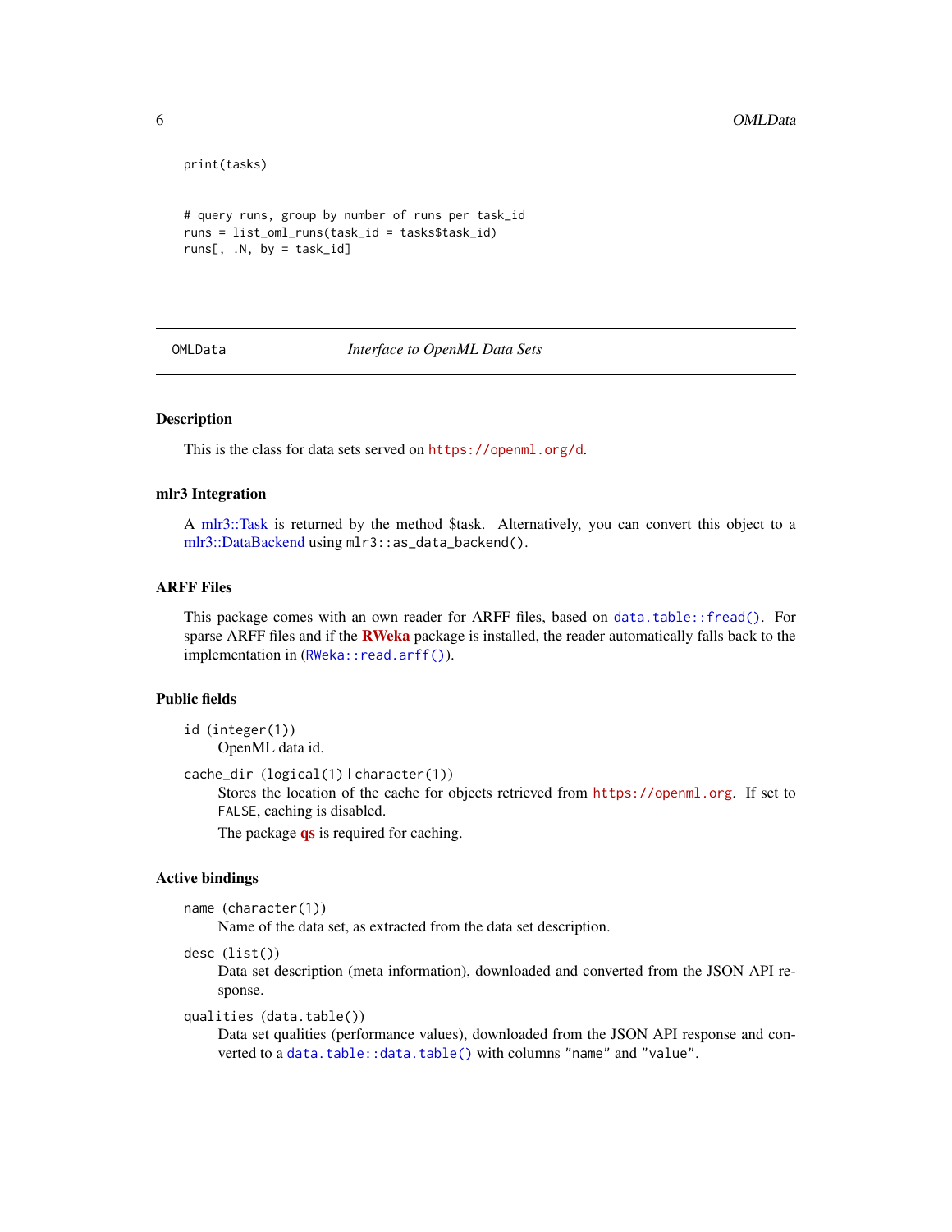```
print(tasks)


# query runs, group by number of runs per task_id
runs = list_oml_runs(task_id = tasks$task_id)
runs[, .N, by = task_id]
```

---

## OMLData — *Interface to OpenML Data Sets*

---

### Description

This is the class for data sets served on `https://openml.org/d`.

### mlr3 Integration

A mlr3::Task is returned by the method $task. Alternatively, you can convert this object to a mlr3::DataBackend using `mlr3::as_data_backend()`.

### ARFF Files

This package comes with an own reader for ARFF files, based on `data.table::fread()`. For sparse ARFF files and if the **RWeka** package is installed, the reader automatically falls back to the implementation in (`RWeka::read.arff()`).

### Public fields

`id (integer(1))`
: OpenML data id.

`cache_dir (logical(1) | character(1))`
: Stores the location of the cache for objects retrieved from `https://openml.org`. If set to `FALSE`, caching is disabled.

  The package **qs** is required for caching.

### Active bindings

`name (character(1))`
: Name of the data set, as extracted from the data set description.

`desc (list())`
: Data set description (meta information), downloaded and converted from the JSON API response.

`qualities (data.table())`
: Data set qualities (performance values), downloaded from the JSON API response and converted to a `data.table::data.table()` with columns `"name"` and `"value"`.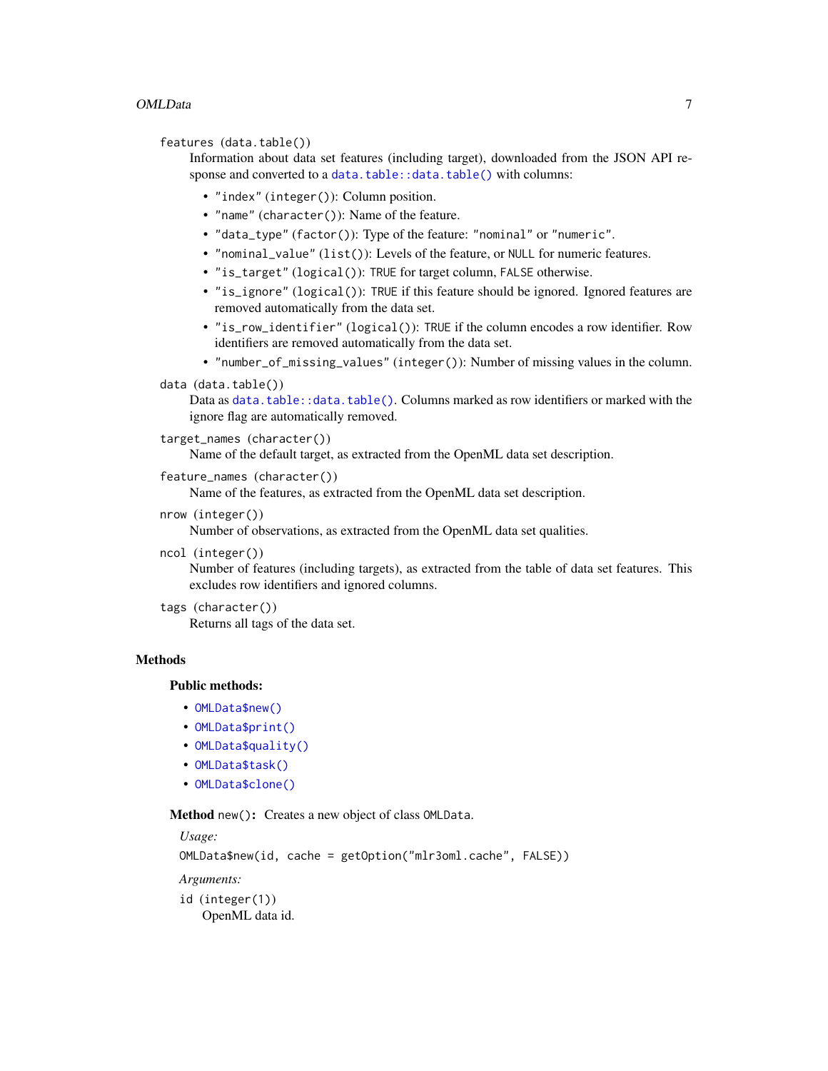`features` (`data.table()`)
: Information about data set features (including target), downloaded from the JSON API response and converted to a `data.table::data.table()` with columns:

  - `"index"` (`integer()`): Column position.
  - `"name"` (`character()`): Name of the feature.
  - `"data_type"` (`factor()`): Type of the feature: `"nominal"` or `"numeric"`.
  - `"nominal_value"` (`list()`): Levels of the feature, or `NULL` for numeric features.
  - `"is_target"` (`logical()`): `TRUE` for target column, `FALSE` otherwise.
  - `"is_ignore"` (`logical()`): `TRUE` if this feature should be ignored. Ignored features are removed automatically from the data set.
  - `"is_row_identifier"` (`logical()`): `TRUE` if the column encodes a row identifier. Row identifiers are removed automatically from the data set.
  - `"number_of_missing_values"` (`integer()`): Number of missing values in the column.

`data` (`data.table()`)
: Data as `data.table::data.table()`. Columns marked as row identifiers or marked with the ignore flag are automatically removed.

`target_names` (`character()`)
: Name of the default target, as extracted from the OpenML data set description.

`feature_names` (`character()`)
: Name of the features, as extracted from the OpenML data set description.

`nrow` (`integer()`)
: Number of observations, as extracted from the OpenML data set qualities.

`ncol` (`integer()`)
: Number of features (including targets), as extracted from the table of data set features. This excludes row identifiers and ignored columns.

`tags` (`character()`)
: Returns all tags of the data set.

## Methods

### Public methods:

- `OMLData$new()`
- `OMLData$print()`
- `OMLData$quality()`
- `OMLData$task()`
- `OMLData$clone()`

**Method** `new()`**:** Creates a new object of class `OMLData`.

*Usage:*

```
OMLData$new(id, cache = getOption("mlr3oml.cache", FALSE))
```

*Arguments:*

`id` (`integer(1)`)
: OpenML data id.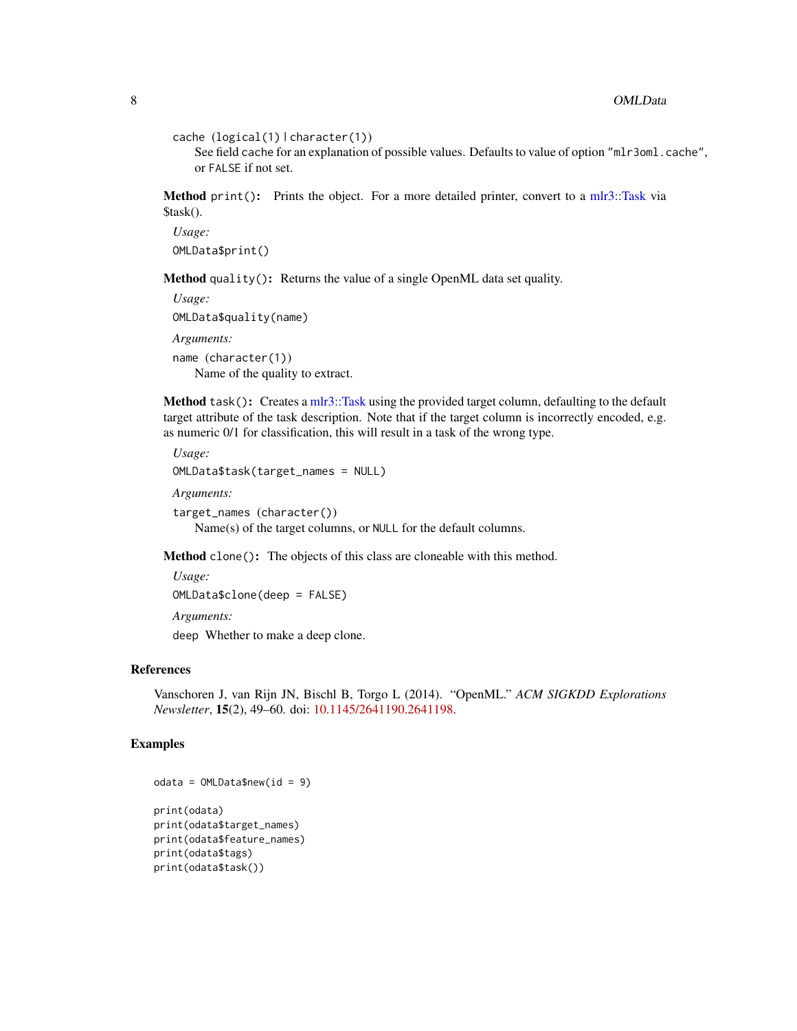`cache` (`logical(1)` | `character(1)`)
: See field cache for an explanation of possible values. Defaults to value of option "`mlr3oml.cache`", or `FALSE` if not set.

**Method** `print()`: Prints the object. For a more detailed printer, convert to a mlr3::Task via $task().

*Usage:*

```
OMLData$print()
```

**Method** `quality()`: Returns the value of a single OpenML data set quality.

*Usage:*

```
OMLData$quality(name)
```

*Arguments:*

`name` (`character(1)`)
: Name of the quality to extract.

**Method** `task()`: Creates a mlr3::Task using the provided target column, defaulting to the default target attribute of the task description. Note that if the target column is incorrectly encoded, e.g. as numeric 0/1 for classification, this will result in a task of the wrong type.

*Usage:*

```
OMLData$task(target_names = NULL)
```

*Arguments:*

`target_names` (`character()`)
: Name(s) of the target columns, or `NULL` for the default columns.

**Method** `clone()`: The objects of this class are cloneable with this method.

*Usage:*

```
OMLData$clone(deep = FALSE)
```

*Arguments:*

`deep` Whether to make a deep clone.

## References

Vanschoren J, van Rijn JN, Bischl B, Torgo L (2014). "OpenML." *ACM SIGKDD Explorations Newsletter*, **15**(2), 49–60. doi: 10.1145/2641190.2641198.

## Examples

```
odata = OMLData$new(id = 9)

print(odata)
print(odata$target_names)
print(odata$feature_names)
print(odata$tags)
print(odata$task())
```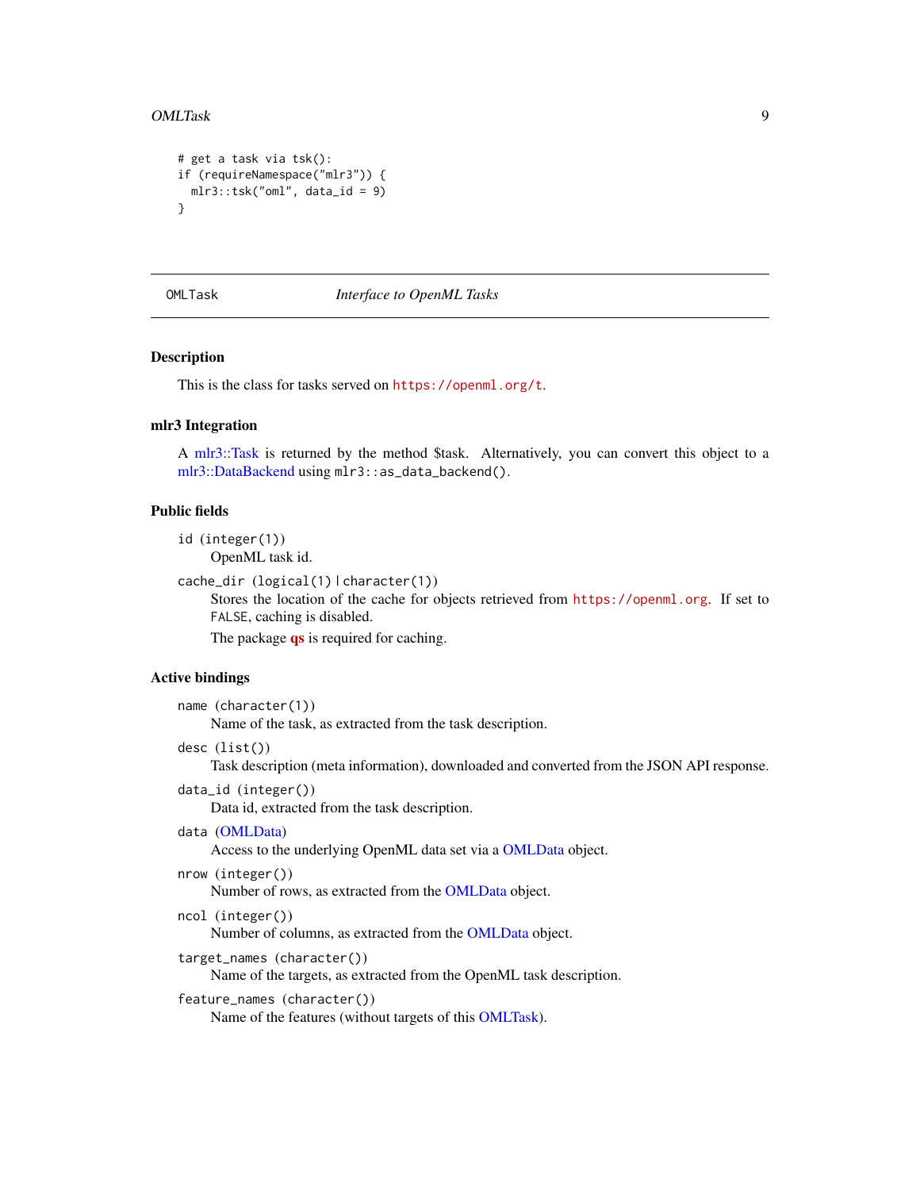```
# get a task via tsk():
if (requireNamespace("mlr3")) {
  mlr3::tsk("oml", data_id = 9)
}
```

---

OMLTask *Interface to OpenML Tasks*

---

## Description

This is the class for tasks served on https://openml.org/t.

## mlr3 Integration

A mlr3::Task is returned by the method $task. Alternatively, you can convert this object to a mlr3::DataBackend using `mlr3::as_data_backend()`.

## Public fields

`id (integer(1))`
: OpenML task id.

`cache_dir (logical(1) | character(1))`
: Stores the location of the cache for objects retrieved from https://openml.org. If set to `FALSE`, caching is disabled.

  The package **qs** is required for caching.

## Active bindings

`name (character(1))`
: Name of the task, as extracted from the task description.

`desc (list())`
: Task description (meta information), downloaded and converted from the JSON API response.

`data_id (integer())`
: Data id, extracted from the task description.

`data` (OMLData)
: Access to the underlying OpenML data set via a OMLData object.

`nrow (integer())`
: Number of rows, as extracted from the OMLData object.

`ncol (integer())`
: Number of columns, as extracted from the OMLData object.

`target_names (character())`
: Name of the targets, as extracted from the OpenML task description.

`feature_names (character())`
: Name of the features (without targets of this OMLTask).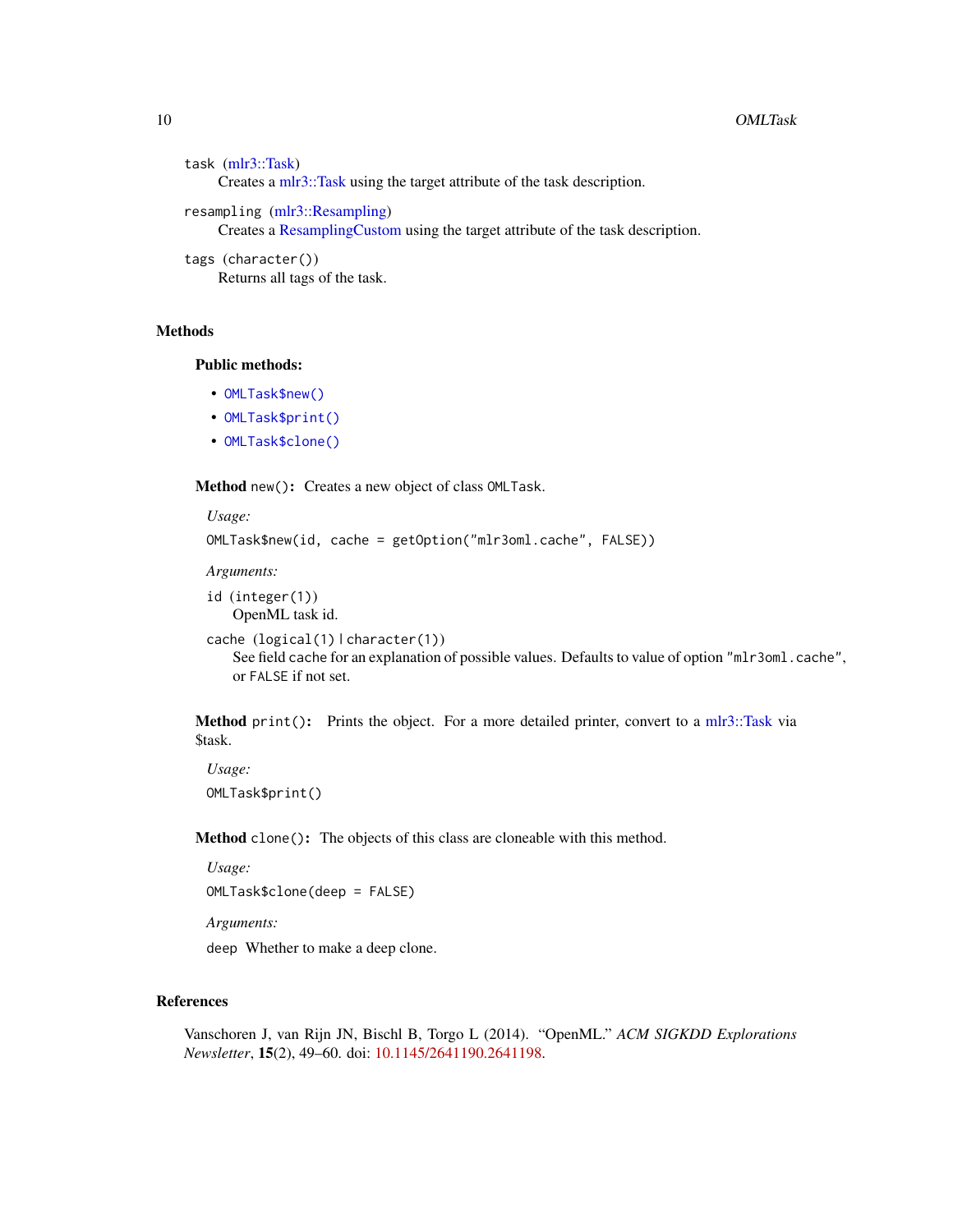`task` (mlr3::Task)
: Creates a mlr3::Task using the target attribute of the task description.

`resampling` (mlr3::Resampling)
: Creates a ResamplingCustom using the target attribute of the task description.

`tags` (`character()`)
: Returns all tags of the task.

## Methods

### Public methods:

- `OMLTask$new()`
- `OMLTask$print()`
- `OMLTask$clone()`

**Method** `new()`**:** Creates a new object of class `OMLTask`.

*Usage:*

```
OMLTask$new(id, cache = getOption("mlr3oml.cache", FALSE))
```

*Arguments:*

`id` (`integer(1)`)
: OpenML task id.

`cache` (`logical(1)` | `character(1)`)
: See field cache for an explanation of possible values. Defaults to value of option `"mlr3oml.cache"`, or `FALSE` if not set.

**Method** `print()`**:** Prints the object. For a more detailed printer, convert to a mlr3::Task via $task.

*Usage:*

```
OMLTask$print()
```

**Method** `clone()`**:** The objects of this class are cloneable with this method.

*Usage:*

```
OMLTask$clone(deep = FALSE)
```

*Arguments:*

`deep` Whether to make a deep clone.

## References

Vanschoren J, van Rijn JN, Bischl B, Torgo L (2014). "OpenML." *ACM SIGKDD Explorations Newsletter*, **15**(2), 49–60. doi: 10.1145/2641190.2641198.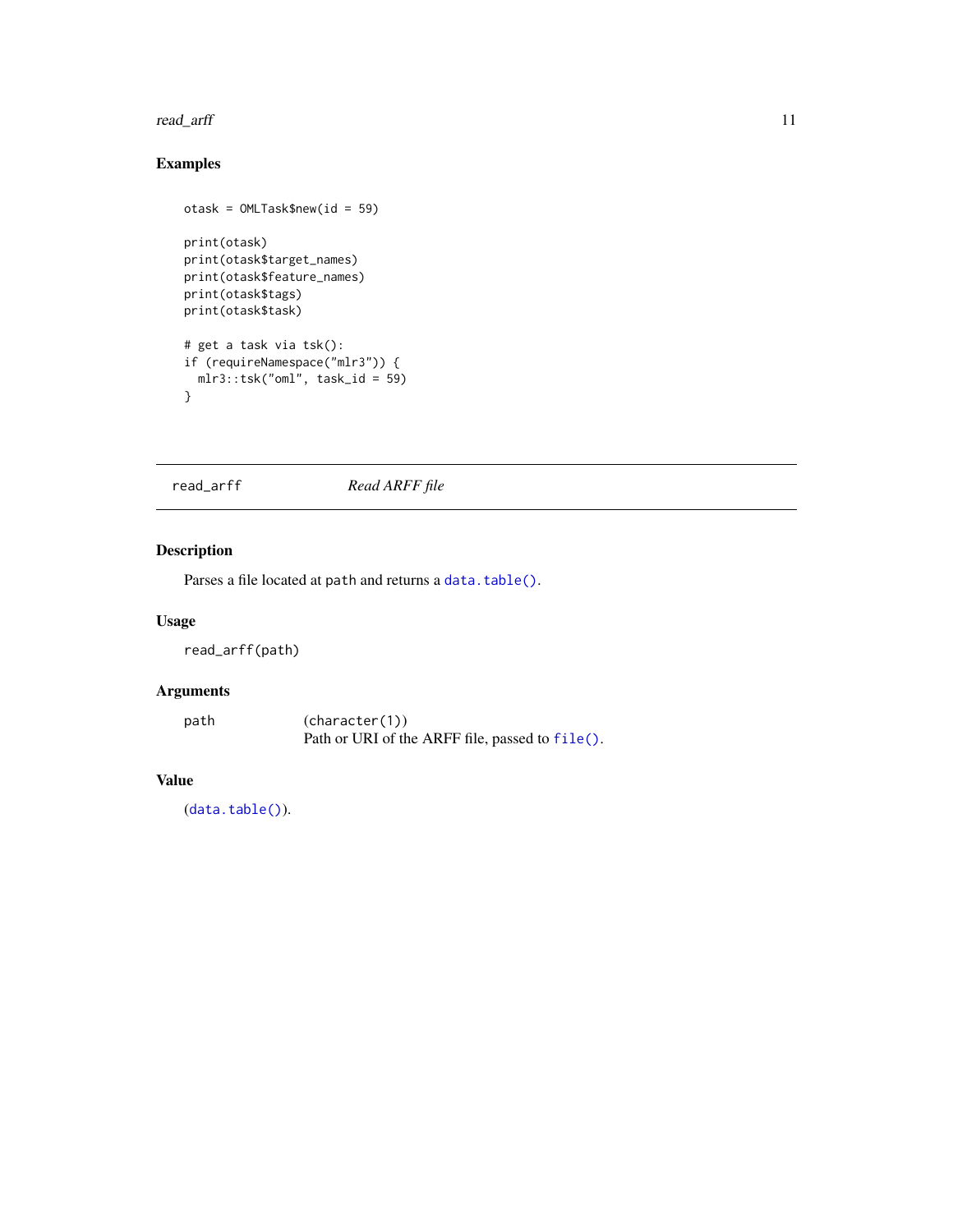## Examples

```
otask = OMLTask$new(id = 59)

print(otask)
print(otask$target_names)
print(otask$feature_names)
print(otask$tags)
print(otask$task)

# get a task via tsk():
if (requireNamespace("mlr3")) {
  mlr3::tsk("oml", task_id = 59)
}
```

---

# read_arff — *Read ARFF file*

## Description

Parses a file located at `path` and returns a `data.table()`.

## Usage

```
read_arff(path)
```

## Arguments

| | |
|---|---|
| `path` | (`character(1)`) Path or URI of the ARFF file, passed to `file()`. |

## Value

(`data.table()`).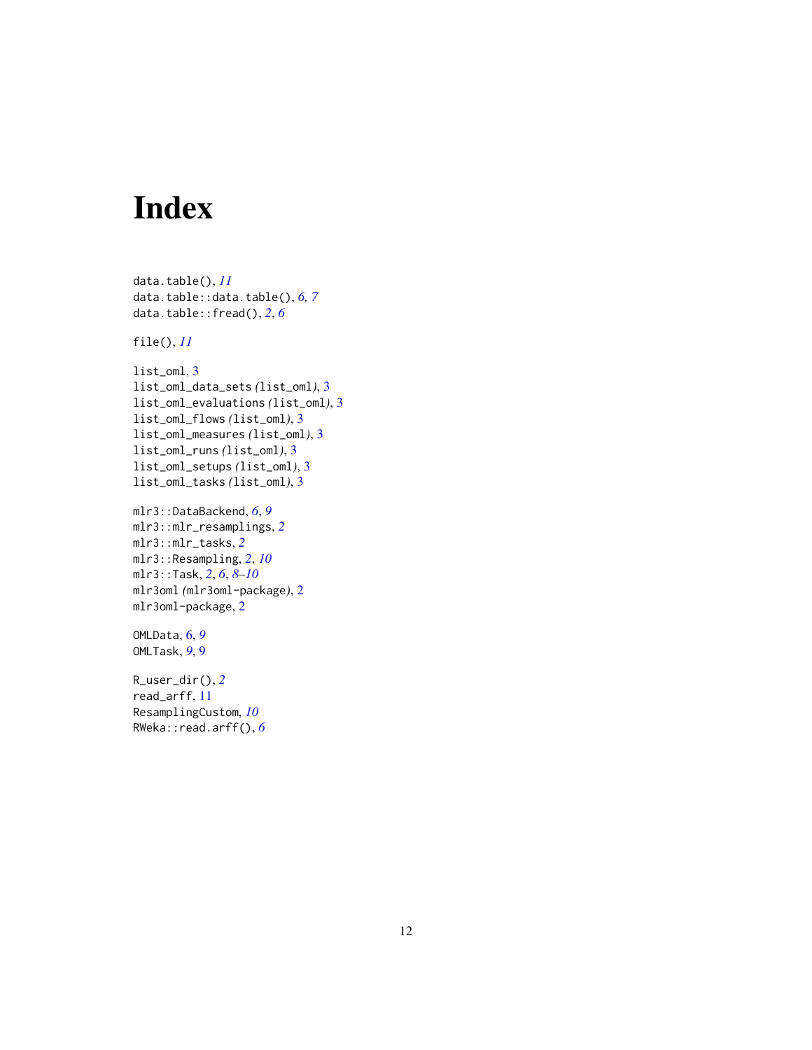# Index

data.table(), *11*
data.table::data.table(), *6, 7*
data.table::fread(), *2*, *6*

file(), *11*

list_oml, 3
list_oml_data_sets *(*list_oml*)*, 3
list_oml_evaluations *(*list_oml*)*, 3
list_oml_flows *(*list_oml*)*, 3
list_oml_measures *(*list_oml*)*, 3
list_oml_runs *(*list_oml*)*, 3
list_oml_setups *(*list_oml*)*, 3
list_oml_tasks *(*list_oml*)*, 3

mlr3::DataBackend, *6*, *9*
mlr3::mlr_resamplings, *2*
mlr3::mlr_tasks, *2*
mlr3::Resampling, *2*, *10*
mlr3::Task, *2*, *6*, *8–10*
mlr3oml *(*mlr3oml-package*)*, 2
mlr3oml-package, 2

OMLData, 6, *9*
OMLTask, *9*, 9

R_user_dir(), *2*
read_arff, 11
ResamplingCustom, *10*
RWeka::read.arff(), *6*